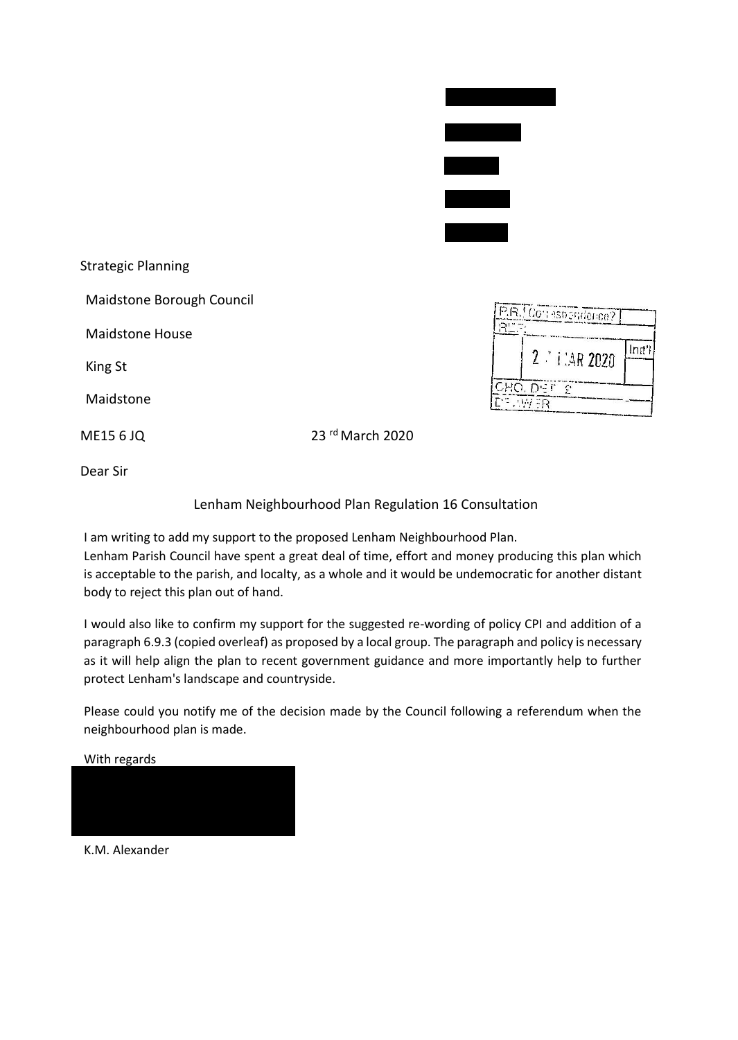Strategic Planning

Maidstone Borough Council

Maidstone House

King St

Maidstone

ME15 6 JQ

23 rd March 2020

Dear Sir

Lenham Neighbourhood Plan Regulation 16 Consultation

I am writing to add my support to the proposed Lenham Neighbourhood Plan.
Lenham Parish Council have spent a great deal of time, effort and money producing this plan which is acceptable to the parish, and localty, as a whole and it would be undemocratic for another distant body to reject this plan out of hand.

I would also like to confirm my support for the suggested re-wording of policy CPI and addition of a paragraph 6.9.3 (copied overleaf) as proposed by a local group. The paragraph and policy is necessary as it will help align the plan to recent government guidance and more importantly help to further protect Lenham's landscape and countryside.

Please could you notify me of the decision made by the Council following a referendum when the neighbourhood plan is made.

With regards

K.M. Alexander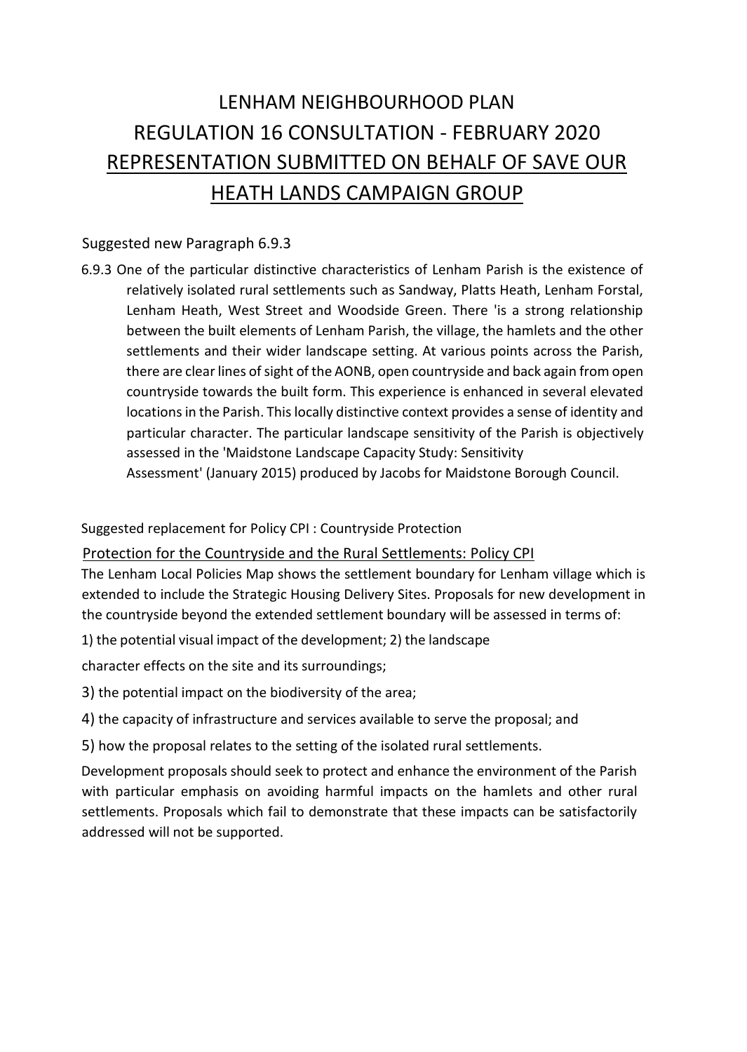# LENHAM NEIGHBOURHOOD PLAN
# REGULATION 16 CONSULTATION - FEBRUARY 2020
# <u>REPRESENTATION SUBMITTED ON BEHALF OF SAVE OUR HEATH LANDS CAMPAIGN GROUP</u>

Suggested new Paragraph 6.9.3

6.9.3 One of the particular distinctive characteristics of Lenham Parish is the existence of relatively isolated rural settlements such as Sandway, Platts Heath, Lenham Forstal, Lenham Heath, West Street and Woodside Green. There 'is a strong relationship between the built elements of Lenham Parish, the village, the hamlets and the other settlements and their wider landscape setting. At various points across the Parish, there are clear lines of sight of the AONB, open countryside and back again from open countryside towards the built form. This experience is enhanced in several elevated locations in the Parish. This locally distinctive context provides a sense of identity and particular character. The particular landscape sensitivity of the Parish is objectively assessed in the 'Maidstone Landscape Capacity Study: Sensitivity Assessment' (January 2015) produced by Jacobs for Maidstone Borough Council.

Suggested replacement for Policy CPI : Countryside Protection

<u>Protection for the Countryside and the Rural Settlements: Policy CPI</u>

The Lenham Local Policies Map shows the settlement boundary for Lenham village which is extended to include the Strategic Housing Delivery Sites. Proposals for new development in the countryside beyond the extended settlement boundary will be assessed in terms of:

1) the potential visual impact of the development; 2) the landscape character effects on the site and its surroundings;

3) the potential impact on the biodiversity of the area;

4) the capacity of infrastructure and services available to serve the proposal; and

5) how the proposal relates to the setting of the isolated rural settlements.

Development proposals should seek to protect and enhance the environment of the Parish with particular emphasis on avoiding harmful impacts on the hamlets and other rural settlements. Proposals which fail to demonstrate that these impacts can be satisfactorily addressed will not be supported.